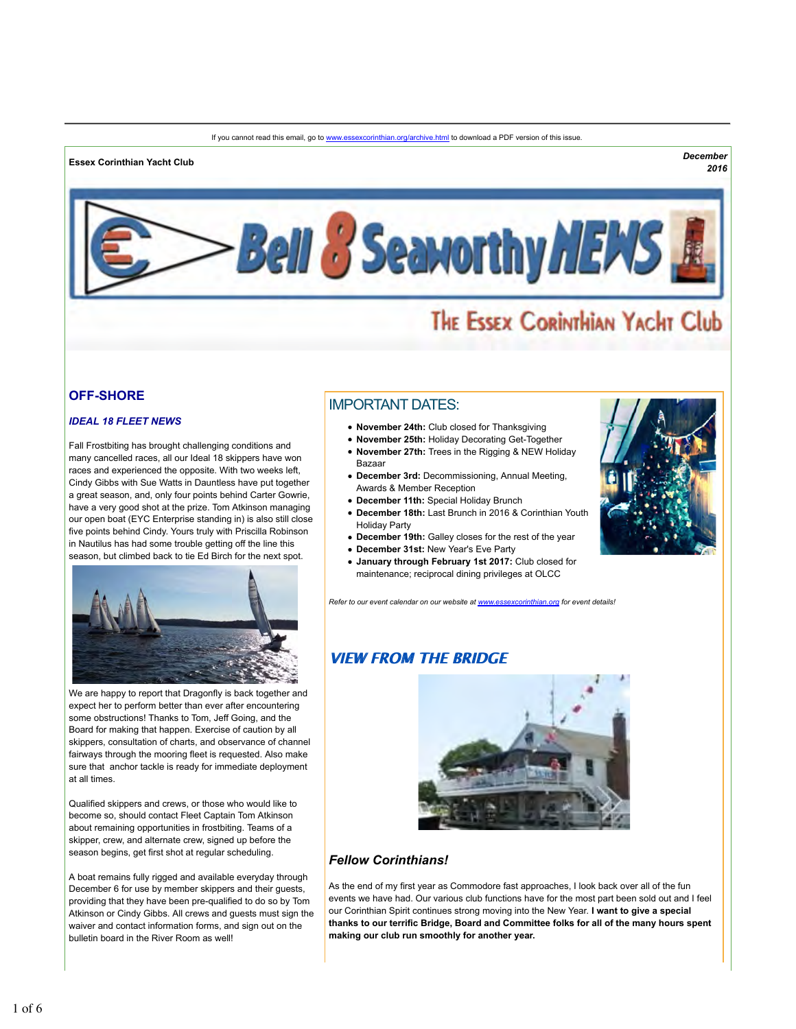If you cannot read this email, go to www.essexcorinthian.org/archive.html to download a PDF version of this issue.

**Essex Corinthian Yacht Club**

***December 2016***

# Bell 8 Seaworthy NEWS

The Essex Corinthian Yacht Club

## OFF-SHORE

### *IDEAL 18 FLEET NEWS*

Fall Frostbiting has brought challenging conditions and many cancelled races, all our Ideal 18 skippers have won races and experienced the opposite. With two weeks left, Cindy Gibbs with Sue Watts in Dauntless have put together a great season, and, only four points behind Carter Gowrie, have a very good shot at the prize. Tom Atkinson managing our open boat (EYC Enterprise standing in) is also still close five points behind Cindy. Yours truly with Priscilla Robinson in Nautilus has had some trouble getting off the line this season, but climbed back to tie Ed Birch for the next spot.

We are happy to report that Dragonfly is back together and expect her to perform better than ever after encountering some obstructions! Thanks to Tom, Jeff Going, and the Board for making that happen. Exercise of caution by all skippers, consultation of charts, and observance of channel fairways through the mooring fleet is requested. Also make sure that anchor tackle is ready for immediate deployment at all times.

Qualified skippers and crews, or those who would like to become so, should contact Fleet Captain Tom Atkinson about remaining opportunities in frostbiting. Teams of a skipper, crew, and alternate crew, signed up before the season begins, get first shot at regular scheduling.

A boat remains fully rigged and available everyday through December 6 for use by member skippers and their guests, providing that they have been pre-qualified to do so by Tom Atkinson or Cindy Gibbs. All crews and guests must sign the waiver and contact information forms, and sign out on the bulletin board in the River Room as well!

## IMPORTANT DATES:

- **November 24th:** Club closed for Thanksgiving
- **November 25th:** Holiday Decorating Get-Together
- **November 27th:** Trees in the Rigging & NEW Holiday Bazaar
- **December 3rd:** Decommissioning, Annual Meeting, Awards & Member Reception
- **December 11th:** Special Holiday Brunch
- **December 18th:** Last Brunch in 2016 & Corinthian Youth Holiday Party
- **December 19th:** Galley closes for the rest of the year
- **December 31st:** New Year's Eve Party
- **January through February 1st 2017:** Club closed for maintenance; reciprocal dining privileges at OLCC

*Refer to our event calendar on our website at www.essexcorinthian.org for event details!*

## VIEW FROM THE BRIDGE

### *Fellow Corinthians!*

As the end of my first year as Commodore fast approaches, I look back over all of the fun events we have had. Our various club functions have for the most part been sold out and I feel our Corinthian Spirit continues strong moving into the New Year. **I want to give a special thanks to our terrific Bridge, Board and Committee folks for all of the many hours spent making our club run smoothly for another year.**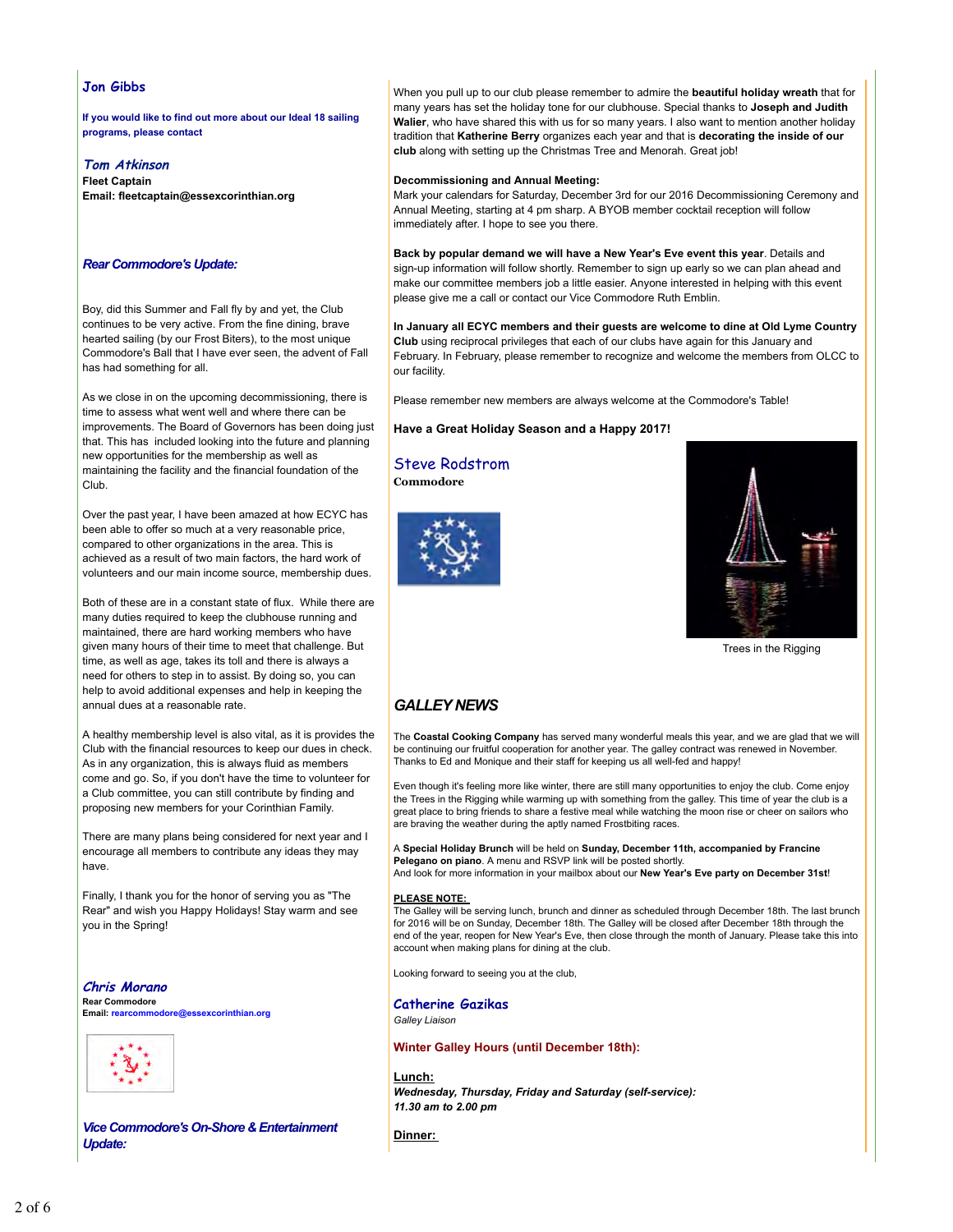**Jon Gibbs**

**If you would like to find out more about our Ideal 18 sailing programs, please contact**

***Tom Atkinson***
**Fleet Captain**
**Email: fleetcaptain@essexcorinthian.org**

## *Rear Commodore's Update:*

Boy, did this Summer and Fall fly by and yet, the Club continues to be very active. From the fine dining, brave hearted sailing (by our Frost Biters), to the most unique Commodore's Ball that I have ever seen, the advent of Fall has had something for all.

As we close in on the upcoming decommissioning, there is time to assess what went well and where there can be improvements. The Board of Governors has been doing just that. This has included looking into the future and planning new opportunities for the membership as well as maintaining the facility and the financial foundation of the Club.

Over the past year, I have been amazed at how ECYC has been able to offer so much at a very reasonable price, compared to other organizations in the area. This is achieved as a result of two main factors, the hard work of volunteers and our main income source, membership dues.

Both of these are in a constant state of flux. While there are many duties required to keep the clubhouse running and maintained, there are hard working members who have given many hours of their time to meet that challenge. But time, as well as age, takes its toll and there is always a need for others to step in to assist. By doing so, you can help to avoid additional expenses and help in keeping the annual dues at a reasonable rate.

A healthy membership level is also vital, as it is provides the Club with the financial resources to keep our dues in check. As in any organization, this is always fluid as members come and go. So, if you don't have the time to volunteer for a Club committee, you can still contribute by finding and proposing new members for your Corinthian Family.

There are many plans being considered for next year and I encourage all members to contribute any ideas they may have.

Finally, I thank you for the honor of serving you as "The Rear" and wish you Happy Holidays! Stay warm and see you in the Spring!

***Chris Morano***
**Rear Commodore**
**Email: rearcommodore@essexcorinthian.org**

## *Vice Commodore's On-Shore & Entertainment Update:*

When you pull up to our club please remember to admire the **beautiful holiday wreath** that for many years has set the holiday tone for our clubhouse. Special thanks to **Joseph and Judith Walier**, who have shared this with us for so many years. I also want to mention another holiday tradition that **Katherine Berry** organizes each year and that is **decorating the inside of our club** along with setting up the Christmas Tree and Menorah. Great job!

**Decommissioning and Annual Meeting:**
Mark your calendars for Saturday, December 3rd for our 2016 Decommissioning Ceremony and Annual Meeting, starting at 4 pm sharp. A BYOB member cocktail reception will follow immediately after. I hope to see you there.

**Back by popular demand we will have a New Year's Eve event this year**. Details and sign-up information will follow shortly. Remember to sign up early so we can plan ahead and make our committee members job a little easier. Anyone interested in helping with this event please give me a call or contact our Vice Commodore Ruth Emblin.

**In January all ECYC members and their guests are welcome to dine at Old Lyme Country Club** using reciprocal privileges that each of our clubs have again for this January and February. In February, please remember to recognize and welcome the members from OLCC to our facility.

Please remember new members are always welcome at the Commodore's Table!

**Have a Great Holiday Season and a Happy 2017!**

**Steve Rodstrom**
**Commodore**

Trees in the Rigging

## *GALLEY NEWS*

The **Coastal Cooking Company** has served many wonderful meals this year, and we are glad that we will be continuing our fruitful cooperation for another year. The galley contract was renewed in November. Thanks to Ed and Monique and their staff for keeping us all well-fed and happy!

Even though it's feeling more like winter, there are still many opportunities to enjoy the club. Come enjoy the Trees in the Rigging while warming up with something from the galley. This time of year the club is a great place to bring friends to share a festive meal while watching the moon rise or cheer on sailors who are braving the weather during the aptly named Frostbiting races.

A **Special Holiday Brunch** will be held on **Sunday, December 11th, accompanied by Francine Pelegano on piano**. A menu and RSVP link will be posted shortly.
And look for more information in your mailbox about our **New Year's Eve party on December 31st**!

**PLEASE NOTE:**
The Galley will be serving lunch, brunch and dinner as scheduled through December 18th. The last brunch for 2016 will be on Sunday, December 18th. The Galley will be closed after December 18th through the end of the year, reopen for New Year's Eve, then close through the month of January. Please take this into account when making plans for dining at the club.

Looking forward to seeing you at the club,

**Catherine Gazikas**
*Galley Liaison*

**Winter Galley Hours (until December 18th):**

**Lunch:**
***Wednesday, Thursday, Friday and Saturday (self-service):***
***11.30 am to 2.00 pm***

**Dinner:**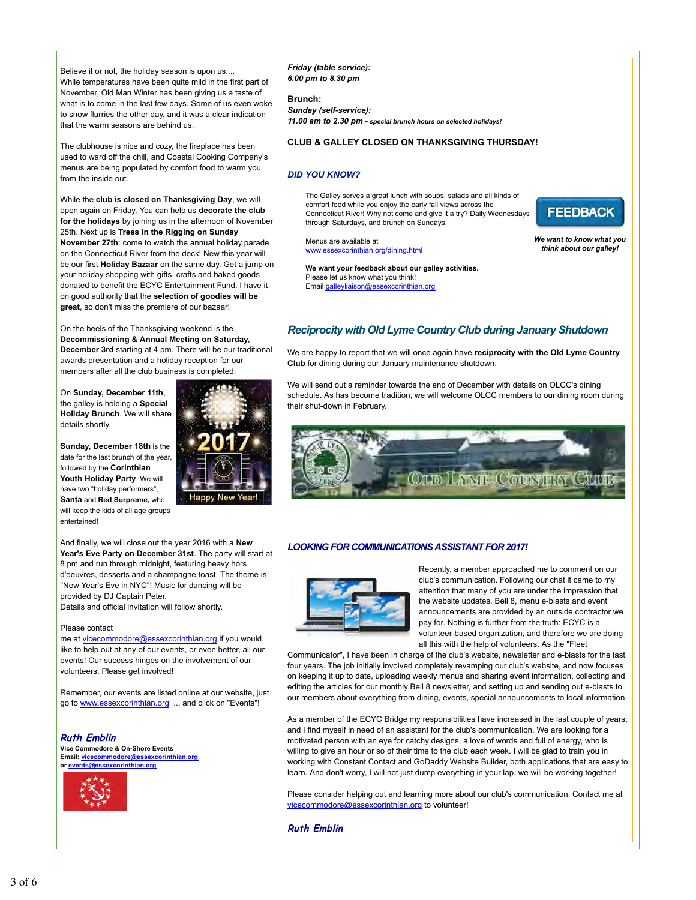Believe it or not, the holiday season is upon us....
While temperatures have been quite mild in the first part of November, Old Man Winter has been giving us a taste of what is to come in the last few days. Some of us even woke to snow flurries the other day, and it was a clear indication that the warm seasons are behind us.

The clubhouse is nice and cozy, the fireplace has been used to ward off the chill, and Coastal Cooking Company's menus are being populated by comfort food to warm you from the inside out.

While the **club is closed on Thanksgiving Day**, we will open again on Friday. You can help us **decorate the club for the holidays** by joining us in the afternoon of November 25th. Next up is **Trees in the Rigging on Sunday November 27th**: come to watch the annual holiday parade on the Connecticut River from the deck! New this year will be our first **Holiday Bazaar** on the same day. Get a jump on your holiday shopping with gifts, crafts and baked goods donated to benefit the ECYC Entertainment Fund. I have it on good authority that the **selection of goodies will be great**, so don't miss the premiere of our bazaar!

On the heels of the Thanksgiving weekend is the **Decommissioning & Annual Meeting on Saturday, December 3rd** starting at 4 pm. There will be our traditional awards presentation and a holiday reception for our members after all the club business is completed.

On **Sunday, December 11th**, the galley is holding a **Special Holiday Brunch**. We will share details shortly.

**Sunday, December 18th** is the date for the last brunch of the year, followed by the **Corinthian Youth Holiday Party**. We will have two "holiday performers", **Santa** and **Red Surpreme**, who will keep the kids of all age groups entertained!

And finally, we will close out the year 2016 with a **New Year's Eve Party on December 31st**. The party will start at 8 pm and run through midnight, featuring heavy hors d'oeuvres, desserts and a champagne toast. The theme is "New Year's Eve in NYC"! Music for dancing will be provided by DJ Captain Peter.
Details and official invitation will follow shortly.

Please contact me at vicecommodore@essexcorinthian.org if you would like to help out at any of our events, or even better, all our events! Our success hinges on the involvement of our volunteers. Please get involved!

Remember, our events are listed online at our website, just go to www.essexcorinthian.org ... and click on "Events"!

***Ruth Emblin***
**Vice Commodore & On-Shore Events**
**Email: vicecommodore@essexcorinthian.org**
**or events@essexcorinthian.org**

***Friday (table service):***
***6.00 pm to 8.30 pm***

**Brunch:**
***Sunday (self-service):***
***11.00 am to 2.30 pm** - **special brunch hours on selected holidays!***

**CLUB & GALLEY CLOSED ON THANKSGIVING THURSDAY!**

### *DID YOU KNOW?*

The Galley serves a great lunch with soups, salads and all kinds of comfort food while you enjoy the early fall views across the Connecticut River! Why not come and give it a try? Daily Wednesdays through Saturdays, and brunch on Sundays.

Menus are available at www.essexcorinthian.org/dining.html

**We want your feedback about our galley activities.**
Please let us know what you think!
Email galleyliaison@essexcorinthian.org

FEEDBACK

***We want to know what you think about our galley!***

## *Reciprocity with Old Lyme Country Club during January Shutdown*

We are happy to report that we will once again have **reciprocity with the Old Lyme Country Club** for dining during our January maintenance shutdown.

We will send out a reminder towards the end of December with details on OLCC's dining schedule. As has become tradition, we will welcome OLCC members to our dining room during their shut-down in February.

## *LOOKING FOR COMMUNICATIONS ASSISTANT FOR 2017!*

Recently, a member approached me to comment on our club's communication. Following our chat it came to my attention that many of you are under the impression that the website updates, Bell 8, menu e-blasts and event announcements are provided by an outside contractor we pay for. Nothing is further from the truth: ECYC is a volunteer-based organization, and therefore we are doing all this with the help of volunteers. As the "Fleet Communicator", I have been in charge of the club's website, newsletter and e-blasts for the last four years. The job initially involved completely revamping our club's website, and now focuses on keeping it up to date, uploading weekly menus and sharing event information, collecting and editing the articles for our monthly Bell 8 newsletter, and setting up and sending out e-blasts to our members about everything from dining, events, special announcements to local information.

As a member of the ECYC Bridge my responsibilities have increased in the last couple of years, and I find myself in need of an assistant for the club's communication. We are looking for a motivated person with an eye for catchy designs, a love of words and full of energy, who is willing to give an hour or so of their time to the club each week. I will be glad to train you in working with Constant Contact and GoDaddy Website Builder, both applications that are easy to learn. And don't worry, I will not just dump everything in your lap, we will be working together!

Please consider helping out and learning more about our club's communication. Contact me at vicecommodore@essexcorinthian.org to volunteer!

***Ruth Emblin***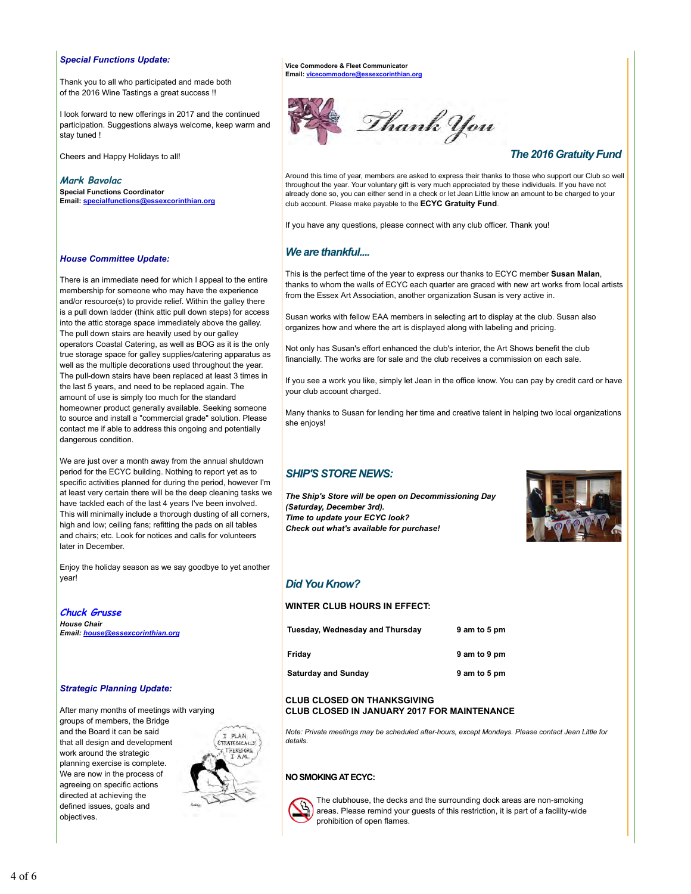### *Special Functions Update:*

Thank you to all who participated and made both of the 2016 Wine Tastings a great success !!

I look forward to new offerings in 2017 and the continued participation. Suggestions always welcome, keep warm and stay tuned !

Cheers and Happy Holidays to all!

*Mark Bavolac*
**Special Functions Coordinator**
**Email: specialfunctions@essexcorinthian.org**

### *House Committee Update:*

There is an immediate need for which I appeal to the entire membership for someone who may have the experience and/or resource(s) to provide relief. Within the galley there is a pull down ladder (think attic pull down steps) for access into the attic storage space immediately above the galley. The pull down stairs are heavily used by our galley operators Coastal Catering, as well as BOG as it is the only true storage space for galley supplies/catering apparatus as well as the multiple decorations used throughout the year. The pull-down stairs have been replaced at least 3 times in the last 5 years, and need to be replaced again. The amount of use is simply too much for the standard homeowner product generally available. Seeking someone to source and install a "commercial grade" solution. Please contact me if able to address this ongoing and potentially dangerous condition.

We are just over a month away from the annual shutdown period for the ECYC building. Nothing to report yet as to specific activities planned for during the period, however I'm at least very certain there will be the deep cleaning tasks we have tackled each of the last 4 years I've been involved. This will minimally include a thorough dusting of all corners, high and low; ceiling fans; refitting the pads on all tables and chairs; etc. Look for notices and calls for volunteers later in December.

Enjoy the holiday season as we say goodbye to yet another year!

*Chuck Grusse*
***House Chair***
***Email: house@essexcorinthian.org***

### *Strategic Planning Update:*

After many months of meetings with varying groups of members, the Bridge and the Board it can be said that all design and development work around the strategic planning exercise is complete. We are now in the process of agreeing on specific actions directed at achieving the defined issues, goals and objectives.

**Vice Commodore & Fleet Communicator**
**Email: vicecommodore@essexcorinthian.org**

Thank You

### *The 2016 Gratuity Fund*

Around this time of year, members are asked to express their thanks to those who support our Club so well throughout the year. Your voluntary gift is very much appreciated by these individuals. If you have not already done so, you can either send in a check or let Jean Little know an amount to be charged to your club account. Please make payable to the **ECYC Gratuity Fund**.

If you have any questions, please connect with any club officer. Thank you!

### *We are thankful....*

This is the perfect time of the year to express our thanks to ECYC member **Susan Malan**, thanks to whom the walls of ECYC each quarter are graced with new art works from local artists from the Essex Art Association, another organization Susan is very active in.

Susan works with fellow EAA members in selecting art to display at the club. Susan also organizes how and where the art is displayed along with labeling and pricing.

Not only has Susan's effort enhanced the club's interior, the Art Shows benefit the club financially. The works are for sale and the club receives a commission on each sale.

If you see a work you like, simply let Jean in the office know. You can pay by credit card or have your club account charged.

Many thanks to Susan for lending her time and creative talent in helping two local organizations she enjoys!

### *SHIP'S STORE NEWS:*

***The Ship's Store will be open on Decommissioning Day (Saturday, December 3rd).***
***Time to update your ECYC look?***
***Check out what's available for purchase!***

### *Did You Know?*

**WINTER CLUB HOURS IN EFFECT:**

| | |
|---|---|
| **Tuesday, Wednesday and Thursday** | **9 am to 5 pm** |
| **Friday** | **9 am to 9 pm** |
| **Saturday and Sunday** | **9 am to 5 pm** |

**CLUB CLOSED ON THANKSGIVING**
**CLUB CLOSED IN JANUARY 2017 FOR MAINTENANCE**

*Note: Private meetings may be scheduled after-hours, except Mondays. Please contact Jean Little for details.*

**NO SMOKING AT ECYC:**

The clubhouse, the decks and the surrounding dock areas are non-smoking areas. Please remind your guests of this restriction, it is part of a facility-wide prohibition of open flames.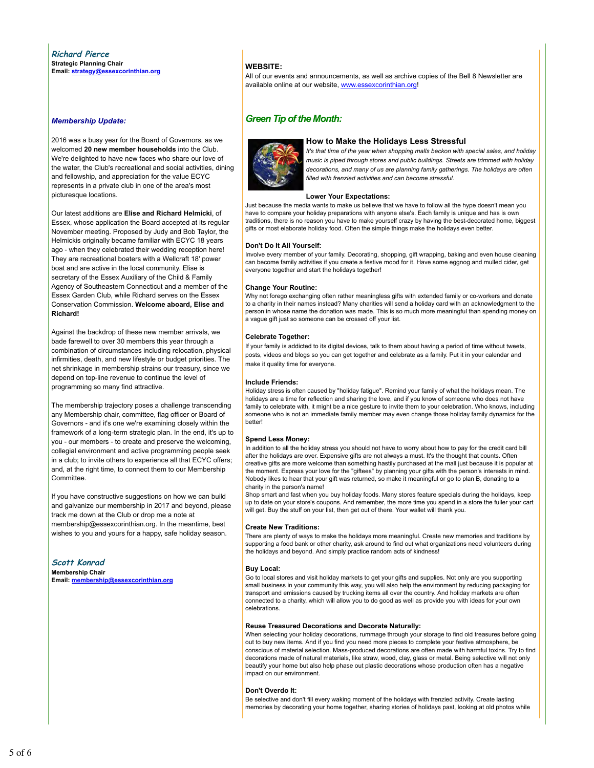**Richard Pierce**
**Strategic Planning Chair**
**Email: strategy@essexcorinthian.org**

### *Membership Update:*

2016 was a busy year for the Board of Governors, as we welcomed **20 new member households** into the Club. We're delighted to have new faces who share our love of the water, the Club's recreational and social activities, dining and fellowship, and appreciation for the value ECYC represents in a private club in one of the area's most picturesque locations.

Our latest additions are **Elise and Richard Helmicki**, of Essex, whose application the Board accepted at its regular November meeting. Proposed by Judy and Bob Taylor, the Helmickis originally became familiar with ECYC 18 years ago - when they celebrated their wedding reception here! They are recreational boaters with a Wellcraft 18' power boat and are active in the local community. Elise is secretary of the Essex Auxiliary of the Child & Family Agency of Southeastern Connecticut and a member of the Essex Garden Club, while Richard serves on the Essex Conservation Commission. **Welcome aboard, Elise and Richard!**

Against the backdrop of these new member arrivals, we bade farewell to over 30 members this year through a combination of circumstances including relocation, physical infirmities, death, and new lifestyle or budget priorities. The net shrinkage in membership strains our treasury, since we depend on top-line revenue to continue the level of programming so many find attractive.

The membership trajectory poses a challenge transcending any Membership chair, committee, flag officer or Board of Governors - and it's one we're examining closely within the framework of a long-term strategic plan. In the end, it's up to you - our members - to create and preserve the welcoming, collegial environment and active programming people seek in a club; to invite others to experience all that ECYC offers; and, at the right time, to connect them to our Membership Committee.

If you have constructive suggestions on how we can build and galvanize our membership in 2017 and beyond, please track me down at the Club or drop me a note at membership@essexcorinthian.org. In the meantime, best wishes to you and yours for a happy, safe holiday season.

**Scott Konrad**
**Membership Chair**
**Email: membership@essexcorinthian.org**

### WEBSITE:

All of our events and announcements, as well as archive copies of the Bell 8 Newsletter are available online at our website, www.essexcorinthian.org!

## *Green Tip of the Month:*

### How to Make the Holidays Less Stressful

*It's that time of the year when shopping malls beckon with special sales, and holiday music is piped through stores and public buildings. Streets are trimmed with holiday decorations, and many of us are planning family gatherings. The holidays are often filled with frenzied activities and can become stressful.*

**Lower Your Expectations:**
Just because the media wants to make us believe that we have to follow all the hype doesn't mean you have to compare your holiday preparations with anyone else's. Each family is unique and has is own traditions, there is no reason you have to make yourself crazy by having the best-decorated home, biggest gifts or most elaborate holiday food. Often the simple things make the holidays even better.

**Don't Do It All Yourself:**
Involve every member of your family. Decorating, shopping, gift wrapping, baking and even house cleaning can become family activities if you create a festive mood for it. Have some eggnog and mulled cider, get everyone together and start the holidays together!

**Change Your Routine:**
Why not forego exchanging often rather meaningless gifts with extended family or co-workers and donate to a charity in their names instead? Many charities will send a holiday card with an acknowledgment to the person in whose name the donation was made. This is so much more meaningful than spending money on a vague gift just so someone can be crossed off your list.

**Celebrate Together:**
If your family is addicted to its digital devices, talk to them about having a period of time without tweets, posts, videos and blogs so you can get together and celebrate as a family. Put it in your calendar and make it quality time for everyone.

**Include Friends:**
Holiday stress is often caused by "holiday fatigue". Remind your family of what the holidays mean. The holidays are a time for reflection and sharing the love, and if you know of someone who does not have family to celebrate with, it might be a nice gesture to invite them to your celebration. Who knows, including someone who is not an immediate family member may even change those holiday family dynamics for the better!

**Spend Less Money:**
In addition to all the holiday stress you should not have to worry about how to pay for the credit card bill after the holidays are over. Expensive gifts are not always a must. It's the thought that counts. Often creative gifts are more welcome than something hastily purchased at the mall just because it is popular at the moment. Express your love for the "giftees" by planning your gifts with the person's interests in mind. Nobody likes to hear that your gift was returned, so make it meaningful or go to plan B, donating to a charity in the person's name!
Shop smart and fast when you buy holiday foods. Many stores feature specials during the holidays, keep up to date on your store's coupons. And remember, the more time you spend in a store the fuller your cart will get. Buy the stuff on your list, then get out of there. Your wallet will thank you.

**Create New Traditions:**
There are plenty of ways to make the holidays more meaningful. Create new memories and traditions by supporting a food bank or other charity, ask around to find out what organizations need volunteers during the holidays and beyond. And simply practice random acts of kindness!

**Buy Local:**
Go to local stores and visit holiday markets to get your gifts and supplies. Not only are you supporting small business in your community this way, you will also help the environment by reducing packaging for transport and emissions caused by trucking items all over the country. And holiday markets are often connected to a charity, which will allow you to do good as well as provide you with ideas for your own celebrations.

**Reuse Treasured Decorations and Decorate Naturally:**
When selecting your holiday decorations, rummage through your storage to find old treasures before going out to buy new items. And if you find you need more pieces to complete your festive atmosphere, be conscious of material selection. Mass-produced decorations are often made with harmful toxins. Try to find decorations made of natural materials, like straw, wood, clay, glass or metal. Being selective will not only beautify your home but also help phase out plastic decorations whose production often has a negative impact on our environment.

**Don't Overdo It:**
Be selective and don't fill every waking moment of the holidays with frenzied activity. Create lasting memories by decorating your home together, sharing stories of holidays past, looking at old photos while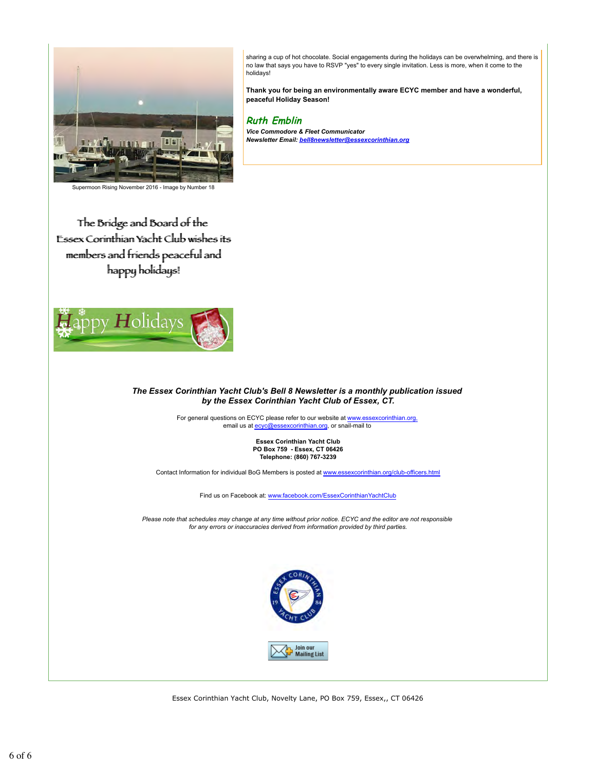sharing a cup of hot chocolate. Social engagements during the holidays can be overwhelming, and there is no law that says you have to RSVP "yes" to every single invitation. Less is more, when it come to the holidays!

**Thank you for being an environmentally aware ECYC member and have a wonderful, peaceful Holiday Season!**

***Ruth Emblin***

***Vice Commodore & Fleet Communicator***
***Newsletter Email: bell8newsletter@essexcorinthian.org***

Supermoon Rising November 2016 - Image by Number 18

The Bridge and Board of the Essex Corinthian Yacht Club wishes its members and friends peaceful and happy holidays!

Happy Holidays

***The Essex Corinthian Yacht Club's Bell 8 Newsletter is a monthly publication issued by the Essex Corinthian Yacht Club of Essex, CT.***

For general questions on ECYC please refer to our website at www.essexcorinthian.org, email us at ecyc@essexcorinthian.org, or snail-mail to

**Essex Corinthian Yacht Club**
**PO Box 759 - Essex, CT 06426**
**Telephone: (860) 767-3239**

Contact Information for individual BoG Members is posted at www.essexcorinthian.org/club-officers.html

Find us on Facebook at: www.facebook.com/EssexCorinthianYachtClub

*Please note that schedules may change at any time without prior notice. ECYC and the editor are not responsible for any errors or inaccuracies derived from information provided by third parties.*

Join our Mailing List

Essex Corinthian Yacht Club, Novelty Lane, PO Box 759, Essex,, CT 06426